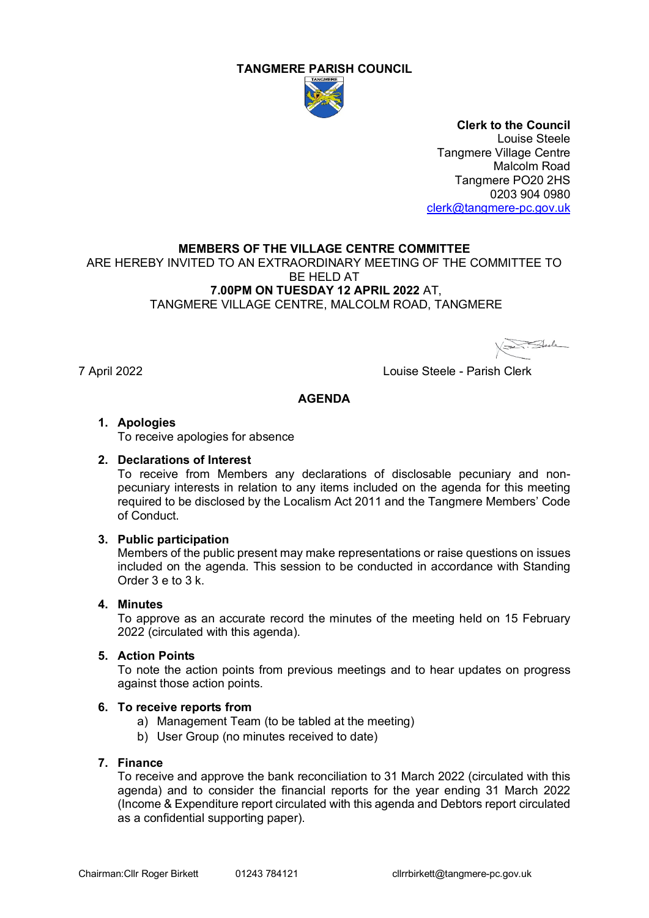# TANGMERE PARISH COUNCIL

**Clerk to the Council**
Louise Steele
Tangmere Village Centre
Malcolm Road
Tangmere PO20 2HS
0203 904 0980
clerk@tangmere-pc.gov.uk

**MEMBERS OF THE VILLAGE CENTRE COMMITTEE**
ARE HEREBY INVITED TO AN EXTRAORDINARY MEETING OF THE COMMITTEE TO BE HELD AT
**7.00PM ON TUESDAY 12 APRIL 2022** AT,
TANGMERE VILLAGE CENTRE, MALCOLM ROAD, TANGMERE

7 April 2022

Louise Steele - Parish Clerk

## AGENDA

1. **Apologies**
   To receive apologies for absence

2. **Declarations of Interest**
   To receive from Members any declarations of disclosable pecuniary and non-pecuniary interests in relation to any items included on the agenda for this meeting required to be disclosed by the Localism Act 2011 and the Tangmere Members' Code of Conduct.

3. **Public participation**
   Members of the public present may make representations or raise questions on issues included on the agenda. This session to be conducted in accordance with Standing Order 3 e to 3 k.

4. **Minutes**
   To approve as an accurate record the minutes of the meeting held on 15 February 2022 (circulated with this agenda).

5. **Action Points**
   To note the action points from previous meetings and to hear updates on progress against those action points.

6. **To receive reports from**
   a) Management Team (to be tabled at the meeting)
   b) User Group (no minutes received to date)

7. **Finance**
   To receive and approve the bank reconciliation to 31 March 2022 (circulated with this agenda) and to consider the financial reports for the year ending 31 March 2022 (Income & Expenditure report circulated with this agenda and Debtors report circulated as a confidential supporting paper).

Chairman:Cllr Roger Birkett    01243 784121    cllrrbirkett@tangmere-pc.gov.uk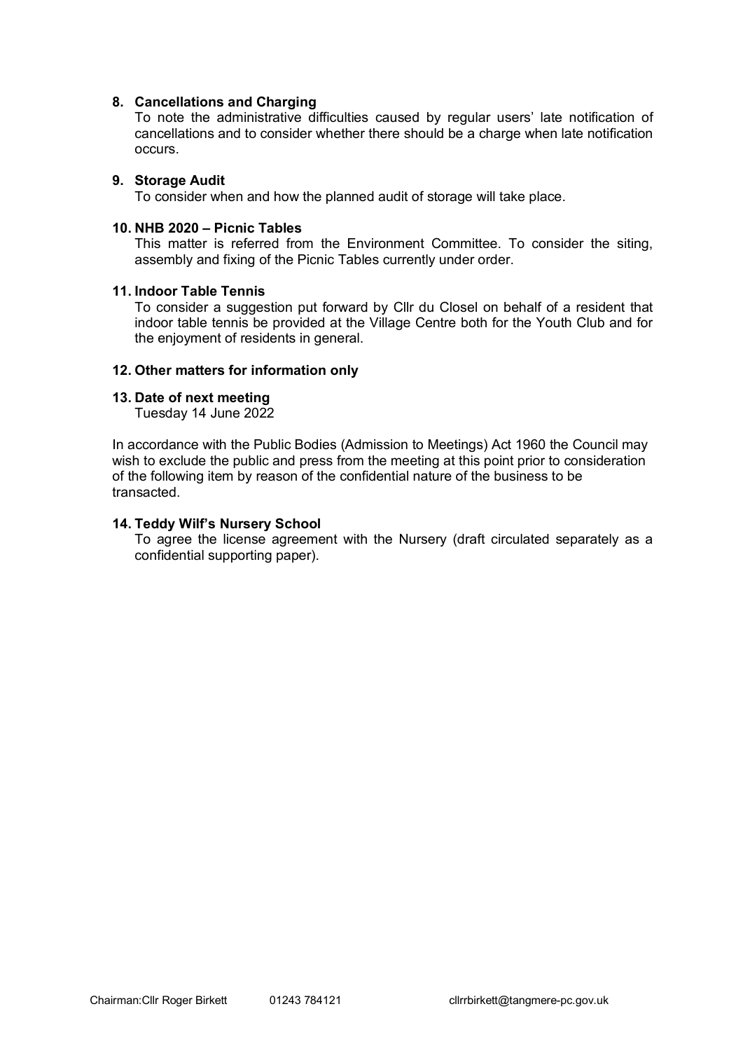**8. Cancellations and Charging**

To note the administrative difficulties caused by regular users' late notification of cancellations and to consider whether there should be a charge when late notification occurs.

**9. Storage Audit**

To consider when and how the planned audit of storage will take place.

**10. NHB 2020 – Picnic Tables**

This matter is referred from the Environment Committee. To consider the siting, assembly and fixing of the Picnic Tables currently under order.

**11. Indoor Table Tennis**

To consider a suggestion put forward by Cllr du Closel on behalf of a resident that indoor table tennis be provided at the Village Centre both for the Youth Club and for the enjoyment of residents in general.

**12. Other matters for information only**

**13. Date of next meeting**

Tuesday 14 June 2022

In accordance with the Public Bodies (Admission to Meetings) Act 1960 the Council may wish to exclude the public and press from the meeting at this point prior to consideration of the following item by reason of the confidential nature of the business to be transacted.

**14. Teddy Wilf's Nursery School**

To agree the license agreement with the Nursery (draft circulated separately as a confidential supporting paper).

Chairman:Cllr Roger Birkett 01243 784121 cllrrbirkett@tangmere-pc.gov.uk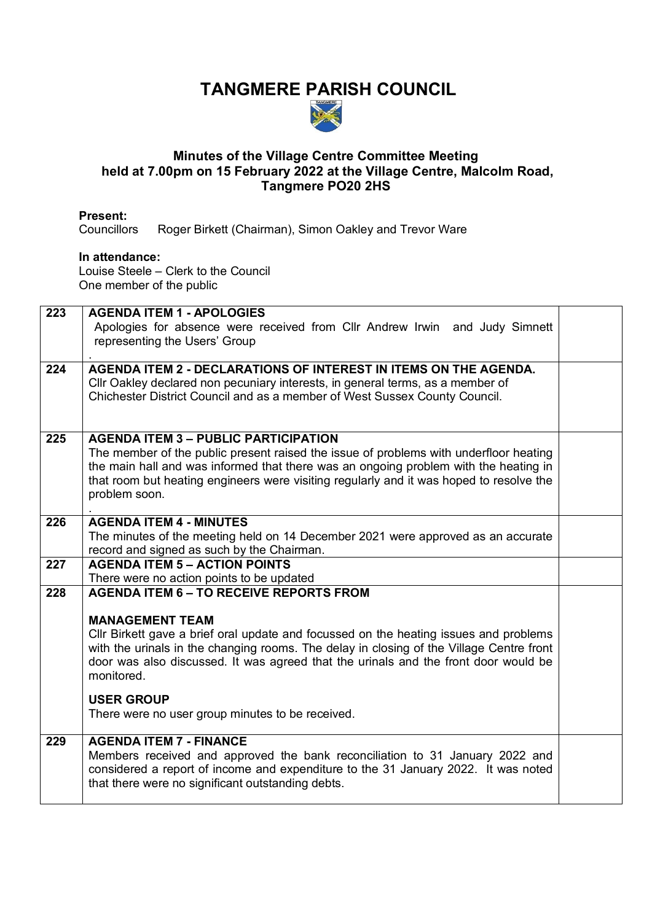# TANGMERE PARISH COUNCIL

## Minutes of the Village Centre Committee Meeting held at 7.00pm on 15 February 2022 at the Village Centre, Malcolm Road, Tangmere PO20 2HS

**Present:**
Councillors Roger Birkett (Chairman), Simon Oakley and Trevor Ware

**In attendance:**
Louise Steele – Clerk to the Council
One member of the public

| | | |
|---|---|---|
| 223 | **AGENDA ITEM 1 - APOLOGIES**<br>Apologies for absence were received from Cllr Andrew Irwin and Judy Simnett representing the Users' Group<br>. | |
| 224 | **AGENDA ITEM 2 - DECLARATIONS OF INTEREST IN ITEMS ON THE AGENDA.**<br>Cllr Oakley declared non pecuniary interests, in general terms, as a member of Chichester District Council and as a member of West Sussex County Council. | |
| 225 | **AGENDA ITEM 3 – PUBLIC PARTICIPATION**<br>The member of the public present raised the issue of problems with underfloor heating the main hall and was informed that there was an ongoing problem with the heating in that room but heating engineers were visiting regularly and it was hoped to resolve the problem soon.<br>. | |
| 226 | **AGENDA ITEM 4 - MINUTES**<br>The minutes of the meeting held on 14 December 2021 were approved as an accurate record and signed as such by the Chairman. | |
| 227 | **AGENDA ITEM 5 – ACTION POINTS**<br>There were no action points to be updated | |
| 228 | **AGENDA ITEM 6 – TO RECEIVE REPORTS FROM**<br><br>**MANAGEMENT TEAM**<br>Cllr Birkett gave a brief oral update and focussed on the heating issues and problems with the urinals in the changing rooms. The delay in closing of the Village Centre front door was also discussed. It was agreed that the urinals and the front door would be monitored.<br><br>**USER GROUP**<br>There were no user group minutes to be received. | |
| 229 | **AGENDA ITEM 7 - FINANCE**<br>Members received and approved the bank reconciliation to 31 January 2022 and considered a report of income and expenditure to the 31 January 2022. It was noted that there were no significant outstanding debts. | |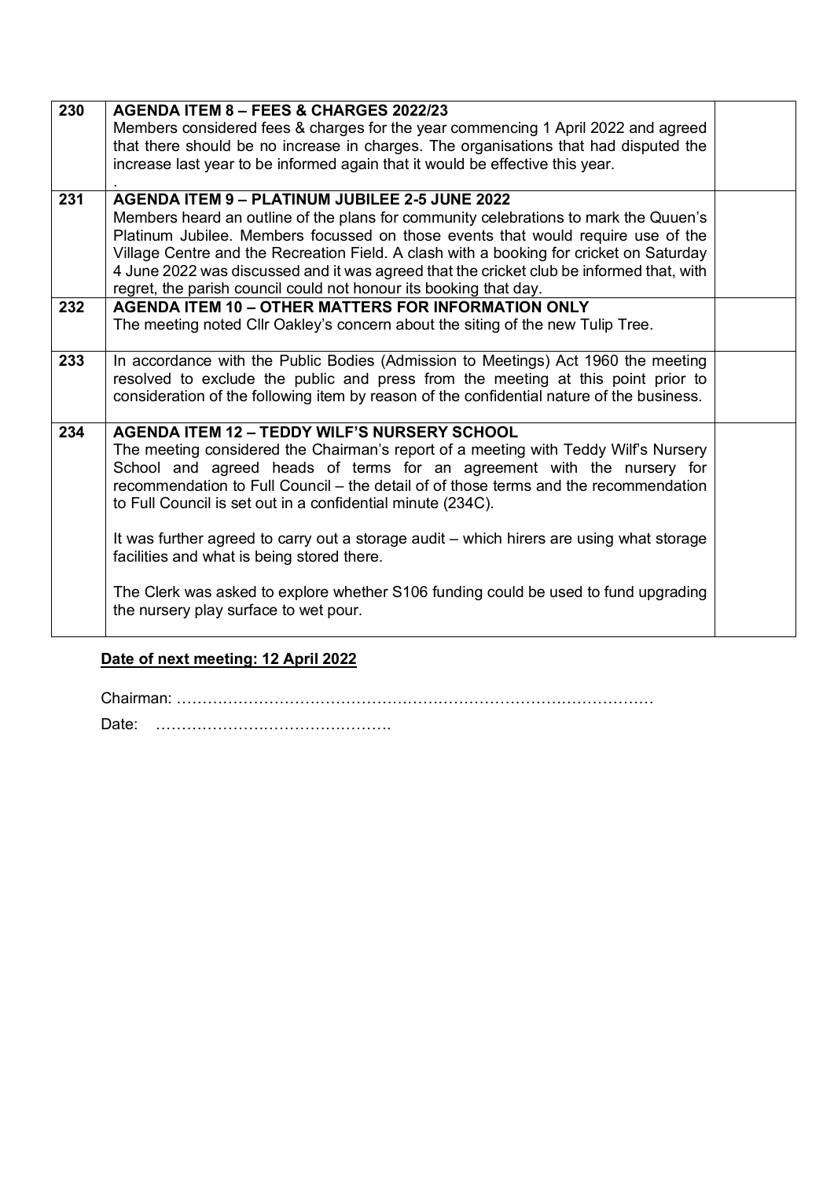| | | |
|---|---|---|
| 230 | **AGENDA ITEM 8 – FEES & CHARGES 2022/23**<br>Members considered fees & charges for the year commencing 1 April 2022 and agreed that there should be no increase in charges. The organisations that had disputed the increase last year to be informed again that it would be effective this year.<br>. | |
| 231 | **AGENDA ITEM 9 – PLATINUM JUBILEE 2-5 JUNE 2022**<br>Members heard an outline of the plans for community celebrations to mark the Quuen's Platinum Jubilee. Members focussed on those events that would require use of the Village Centre and the Recreation Field. A clash with a booking for cricket on Saturday 4 June 2022 was discussed and it was agreed that the cricket club be informed that, with regret, the parish council could not honour its booking that day. | |
| 232 | **AGENDA ITEM 10 – OTHER MATTERS FOR INFORMATION ONLY**<br>The meeting noted Cllr Oakley's concern about the siting of the new Tulip Tree. | |
| 233 | In accordance with the Public Bodies (Admission to Meetings) Act 1960 the meeting resolved to exclude the public and press from the meeting at this point prior to consideration of the following item by reason of the confidential nature of the business. | |
| 234 | **AGENDA ITEM 12 – TEDDY WILF'S NURSERY SCHOOL**<br>The meeting considered the Chairman's report of a meeting with Teddy Wilf's Nursery School and agreed heads of terms for an agreement with the nursery for recommendation to Full Council – the detail of of those terms and the recommendation to Full Council is set out in a confidential minute (234C).<br><br>It was further agreed to carry out a storage audit – which hirers are using what storage facilities and what is being stored there.<br><br>The Clerk was asked to explore whether S106 funding could be used to fund upgrading the nursery play surface to wet pour. | |

**Date of next meeting: 12 April 2022**

Chairman: ………………………………………………………………………………

Date: ……………………………………….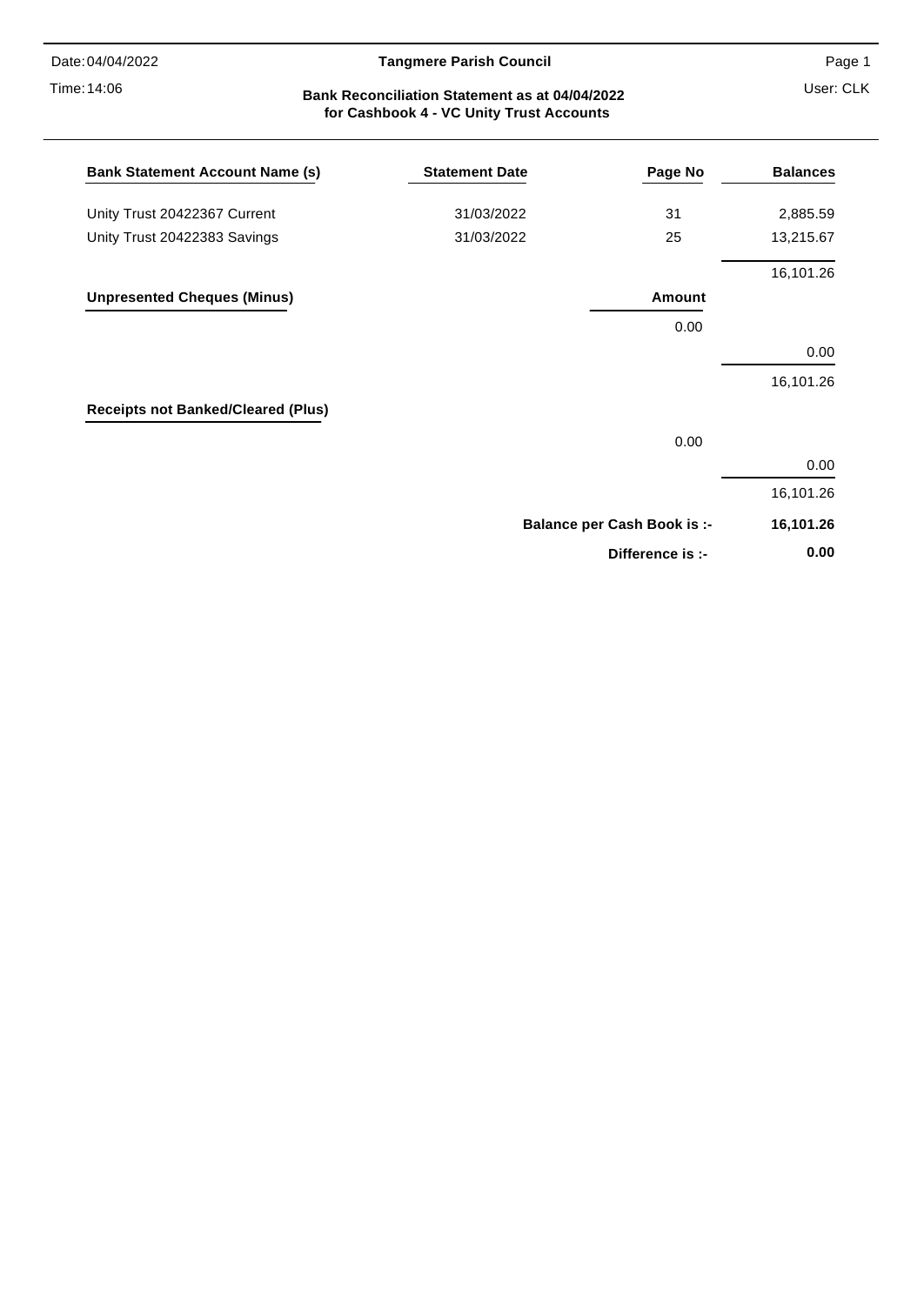Date: 04/04/2022

Time: 14:06

**Tangmere Parish Council**

User: CLK

## Bank Reconciliation Statement as at 04/04/2022
## for Cashbook 4 - VC Unity Trust Accounts

| Bank Statement Account Name (s) | Statement Date | Page No | Balances |
|---|---|---|---|
| Unity Trust 20422367 Current | 31/03/2022 | 31 | 2,885.59 |
| Unity Trust 20422383 Savings | 31/03/2022 | 25 | 13,215.67 |
| | | | 16,101.26 |

| Unpresented Cheques (Minus) | Amount | |
|---|---|---|
| | 0.00 | |
| | | 0.00 |
| | | 16,101.26 |

| Receipts not Banked/Cleared (Plus) | | |
|---|---|---|
| | 0.00 | |
| | | 0.00 |
| | | 16,101.26 |

| | |
|---|---|
| **Balance per Cash Book is :-** | **16,101.26** |
| **Difference is :-** | **0.00** |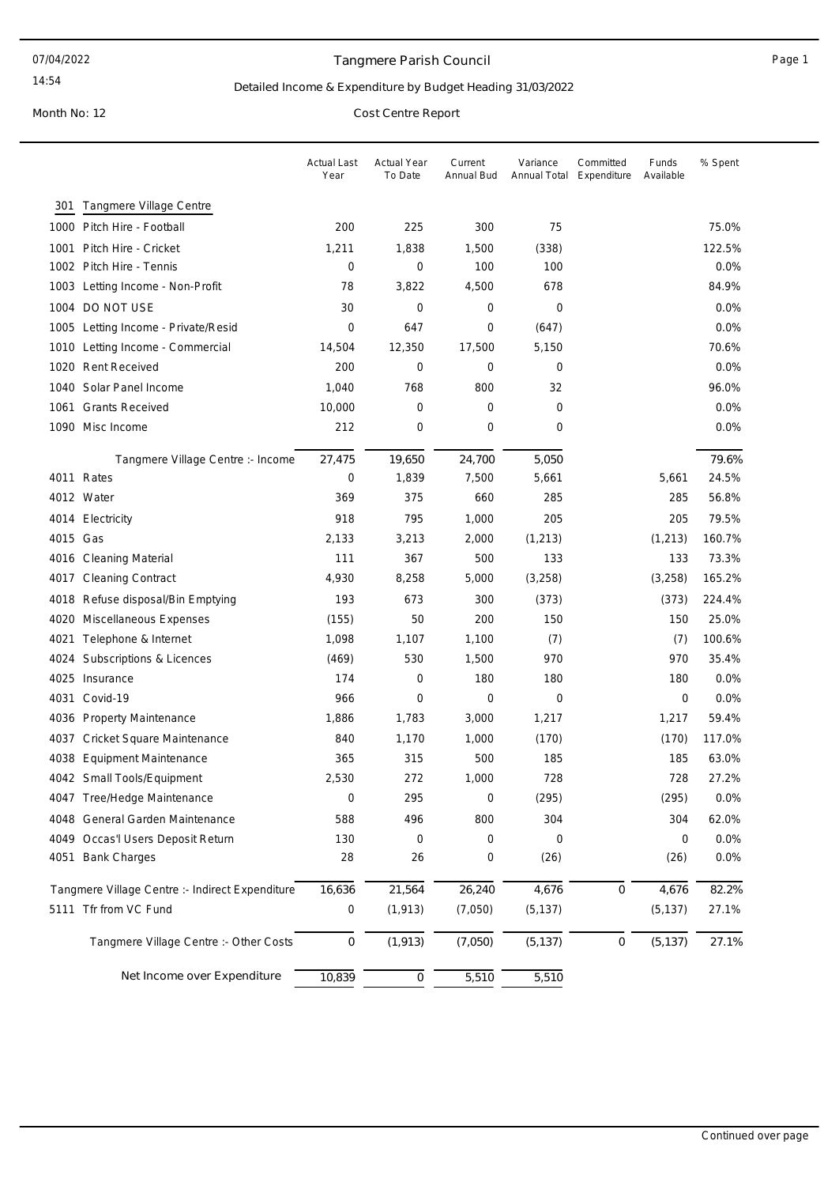# Tangmere Parish Council

## Detailed Income & Expenditure by Budget Heading 31/03/2022

Month No: 12

Cost Centre Report

| | | Actual Last Year | Actual Year To Date | Current Annual Bud | Variance Annual Total | Committed Expenditure | Funds Available | % Spent |
|---|---|---|---|---|---|---|---|---|
| **301** | **Tangmere Village Centre** | | | | | | | |
| 1000 | Pitch Hire - Football | 200 | 225 | 300 | 75 | | | 75.0% |
| 1001 | Pitch Hire - Cricket | 1,211 | 1,838 | 1,500 | (338) | | | 122.5% |
| 1002 | Pitch Hire - Tennis | 0 | 0 | 100 | 100 | | | 0.0% |
| 1003 | Letting Income - Non-Profit | 78 | 3,822 | 4,500 | 678 | | | 84.9% |
| 1004 | DO NOT USE | 30 | 0 | 0 | 0 | | | 0.0% |
| 1005 | Letting Income - Private/Resid | 0 | 647 | 0 | (647) | | | 0.0% |
| 1010 | Letting Income - Commercial | 14,504 | 12,350 | 17,500 | 5,150 | | | 70.6% |
| 1020 | Rent Received | 200 | 0 | 0 | 0 | | | 0.0% |
| 1040 | Solar Panel Income | 1,040 | 768 | 800 | 32 | | | 96.0% |
| 1061 | Grants Received | 10,000 | 0 | 0 | 0 | | | 0.0% |
| 1090 | Misc Income | 212 | 0 | 0 | 0 | | | 0.0% |
| | Tangmere Village Centre :- Income | 27,475 | 19,650 | 24,700 | 5,050 | | | 79.6% |
| 4011 | Rates | 0 | 1,839 | 7,500 | 5,661 | | 5,661 | 24.5% |
| 4012 | Water | 369 | 375 | 660 | 285 | | 285 | 56.8% |
| 4014 | Electricity | 918 | 795 | 1,000 | 205 | | 205 | 79.5% |
| 4015 | Gas | 2,133 | 3,213 | 2,000 | (1,213) | | (1,213) | 160.7% |
| 4016 | Cleaning Material | 111 | 367 | 500 | 133 | | 133 | 73.3% |
| 4017 | Cleaning Contract | 4,930 | 8,258 | 5,000 | (3,258) | | (3,258) | 165.2% |
| 4018 | Refuse disposal/Bin Emptying | 193 | 673 | 300 | (373) | | (373) | 224.4% |
| 4020 | Miscellaneous Expenses | (155) | 50 | 200 | 150 | | 150 | 25.0% |
| 4021 | Telephone & Internet | 1,098 | 1,107 | 1,100 | (7) | | (7) | 100.6% |
| 4024 | Subscriptions & Licences | (469) | 530 | 1,500 | 970 | | 970 | 35.4% |
| 4025 | Insurance | 174 | 0 | 180 | 180 | | 180 | 0.0% |
| 4031 | Covid-19 | 966 | 0 | 0 | 0 | | 0 | 0.0% |
| 4036 | Property Maintenance | 1,886 | 1,783 | 3,000 | 1,217 | | 1,217 | 59.4% |
| 4037 | Cricket Square Maintenance | 840 | 1,170 | 1,000 | (170) | | (170) | 117.0% |
| 4038 | Equipment Maintenance | 365 | 315 | 500 | 185 | | 185 | 63.0% |
| 4042 | Small Tools/Equipment | 2,530 | 272 | 1,000 | 728 | | 728 | 27.2% |
| 4047 | Tree/Hedge Maintenance | 0 | 295 | 0 | (295) | | (295) | 0.0% |
| 4048 | General Garden Maintenance | 588 | 496 | 800 | 304 | | 304 | 62.0% |
| 4049 | Occas'l Users Deposit Return | 130 | 0 | 0 | 0 | | 0 | 0.0% |
| 4051 | Bank Charges | 28 | 26 | 0 | (26) | | (26) | 0.0% |
| | Tangmere Village Centre :- Indirect Expenditure | 16,636 | 21,564 | 26,240 | 4,676 | 0 | 4,676 | 82.2% |
| 5111 | Tfr from VC Fund | 0 | (1,913) | (7,050) | (5,137) | | (5,137) | 27.1% |
| | Tangmere Village Centre :- Other Costs | 0 | (1,913) | (7,050) | (5,137) | 0 | (5,137) | 27.1% |
| | Net Income over Expenditure | 10,839 | 0 | 5,510 | 5,510 | | | |

Continued over page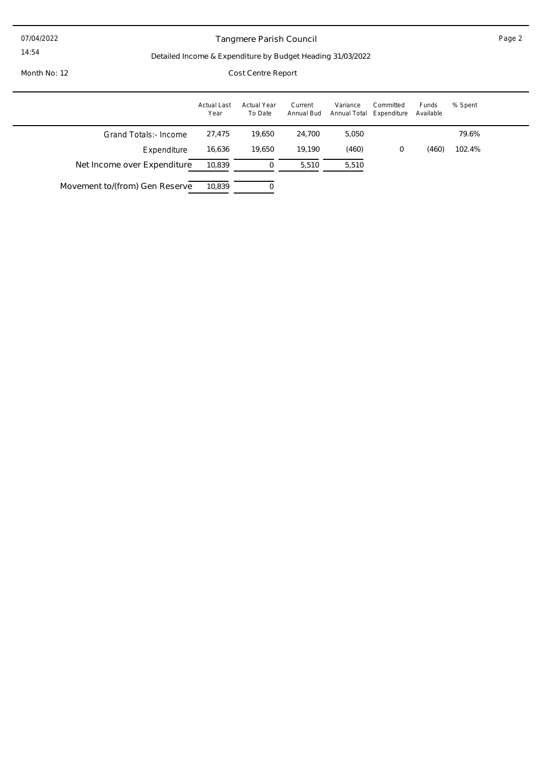# Tangmere Parish Council

## Detailed Income & Expenditure by Budget Heading 31/03/2022

Month No: 12

Cost Centre Report

| | Actual Last Year | Actual Year To Date | Current Annual Bud | Variance Annual Total | Committed Expenditure | Funds Available | % Spent |
|---|---|---|---|---|---|---|---|
| Grand Totals:- Income | 27,475 | 19,650 | 24,700 | 5,050 | | | 79.6% |
| Expenditure | 16,636 | 19,650 | 19,190 | (460) | 0 | (460) | 102.4% |
| Net Income over Expenditure | 10,839 | 0 | 5,510 | 5,510 | | | |
| Movement to/(from) Gen Reserve | 10,839 | 0 | | | | | |